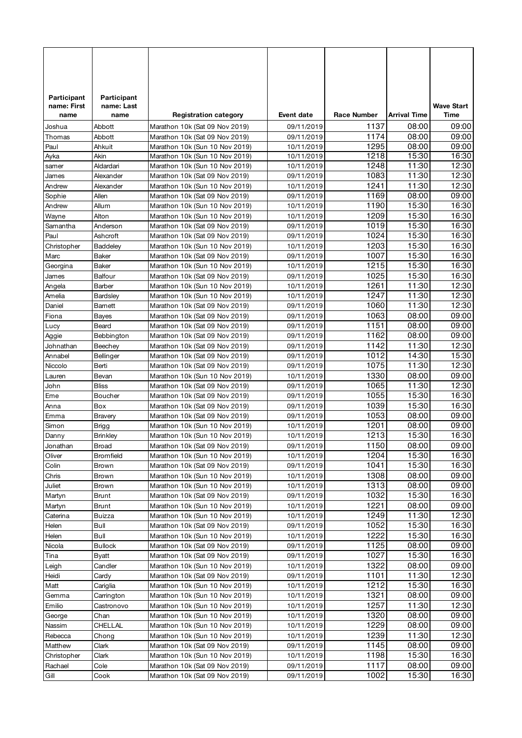| Participant name: First name | Participant name: Last name | Registration category | Event date | Race Number | Arrival Time | Wave Start Time |
|---|---|---|---|---|---|---|
| Joshua | Abbott | Marathon 10k (Sat 09 Nov 2019) | 09/11/2019 | 1137 | 08:00 | 09:00 |
| Thomas | Abbott | Marathon 10k (Sat 09 Nov 2019) | 09/11/2019 | 1174 | 08:00 | 09:00 |
| Paul | Ahkuit | Marathon 10k (Sun 10 Nov 2019) | 10/11/2019 | 1295 | 08:00 | 09:00 |
| Ayka | Akin | Marathon 10k (Sun 10 Nov 2019) | 10/11/2019 | 1218 | 15:30 | 16:30 |
| samer | Aldardari | Marathon 10k (Sun 10 Nov 2019) | 10/11/2019 | 1248 | 11:30 | 12:30 |
| James | Alexander | Marathon 10k (Sat 09 Nov 2019) | 09/11/2019 | 1083 | 11:30 | 12:30 |
| Andrew | Alexander | Marathon 10k (Sun 10 Nov 2019) | 10/11/2019 | 1241 | 11:30 | 12:30 |
| Sophie | Allen | Marathon 10k (Sat 09 Nov 2019) | 09/11/2019 | 1169 | 08:00 | 09:00 |
| Andrew | Allum | Marathon 10k (Sun 10 Nov 2019) | 10/11/2019 | 1190 | 15:30 | 16:30 |
| Wayne | Alton | Marathon 10k (Sun 10 Nov 2019) | 10/11/2019 | 1209 | 15:30 | 16:30 |
| Samantha | Anderson | Marathon 10k (Sat 09 Nov 2019) | 09/11/2019 | 1019 | 15:30 | 16:30 |
| Paul | Ashcroft | Marathon 10k (Sat 09 Nov 2019) | 09/11/2019 | 1024 | 15:30 | 16:30 |
| Christopher | Baddeley | Marathon 10k (Sun 10 Nov 2019) | 10/11/2019 | 1203 | 15:30 | 16:30 |
| Marc | Baker | Marathon 10k (Sat 09 Nov 2019) | 09/11/2019 | 1007 | 15:30 | 16:30 |
| Georgina | Baker | Marathon 10k (Sun 10 Nov 2019) | 10/11/2019 | 1215 | 15:30 | 16:30 |
| James | Balfour | Marathon 10k (Sat 09 Nov 2019) | 09/11/2019 | 1025 | 15:30 | 16:30 |
| Angela | Barber | Marathon 10k (Sun 10 Nov 2019) | 10/11/2019 | 1261 | 11:30 | 12:30 |
| Amelia | Bardsley | Marathon 10k (Sun 10 Nov 2019) | 10/11/2019 | 1247 | 11:30 | 12:30 |
| Daniel | Barnett | Marathon 10k (Sat 09 Nov 2019) | 09/11/2019 | 1060 | 11:30 | 12:30 |
| Fiona | Bayes | Marathon 10k (Sat 09 Nov 2019) | 09/11/2019 | 1063 | 08:00 | 09:00 |
| Lucy | Beard | Marathon 10k (Sat 09 Nov 2019) | 09/11/2019 | 1151 | 08:00 | 09:00 |
| Aggie | Bebbington | Marathon 10k (Sat 09 Nov 2019) | 09/11/2019 | 1162 | 08:00 | 09:00 |
| Johnathan | Beechey | Marathon 10k (Sat 09 Nov 2019) | 09/11/2019 | 1142 | 11:30 | 12:30 |
| Annabel | Bellinger | Marathon 10k (Sat 09 Nov 2019) | 09/11/2019 | 1012 | 14:30 | 15:30 |
| Niccolo | Berti | Marathon 10k (Sat 09 Nov 2019) | 09/11/2019 | 1075 | 11:30 | 12:30 |
| Lauren | Bevan | Marathon 10k (Sun 10 Nov 2019) | 10/11/2019 | 1330 | 08:00 | 09:00 |
| John | Bliss | Marathon 10k (Sat 09 Nov 2019) | 09/11/2019 | 1065 | 11:30 | 12:30 |
| Erne | Boucher | Marathon 10k (Sat 09 Nov 2019) | 09/11/2019 | 1055 | 15:30 | 16:30 |
| Anna | Box | Marathon 10k (Sat 09 Nov 2019) | 09/11/2019 | 1039 | 15:30 | 16:30 |
| Emma | Bravery | Marathon 10k (Sat 09 Nov 2019) | 09/11/2019 | 1053 | 08:00 | 09:00 |
| Simon | Brigg | Marathon 10k (Sun 10 Nov 2019) | 10/11/2019 | 1201 | 08:00 | 09:00 |
| Danny | Brinkley | Marathon 10k (Sun 10 Nov 2019) | 10/11/2019 | 1213 | 15:30 | 16:30 |
| Jonathan | Broad | Marathon 10k (Sat 09 Nov 2019) | 09/11/2019 | 1150 | 08:00 | 09:00 |
| Oliver | Bromfield | Marathon 10k (Sun 10 Nov 2019) | 10/11/2019 | 1204 | 15:30 | 16:30 |
| Colin | Brown | Marathon 10k (Sat 09 Nov 2019) | 09/11/2019 | 1041 | 15:30 | 16:30 |
| Chris | Brown | Marathon 10k (Sun 10 Nov 2019) | 10/11/2019 | 1308 | 08:00 | 09:00 |
| Juliet | Brown | Marathon 10k (Sun 10 Nov 2019) | 10/11/2019 | 1313 | 08:00 | 09:00 |
| Martyn | Brunt | Marathon 10k (Sat 09 Nov 2019) | 09/11/2019 | 1032 | 15:30 | 16:30 |
| Martyn | Brunt | Marathon 10k (Sun 10 Nov 2019) | 10/11/2019 | 1221 | 08:00 | 09:00 |
| Caterina | Buizza | Marathon 10k (Sun 10 Nov 2019) | 10/11/2019 | 1249 | 11:30 | 12:30 |
| Helen | Bull | Marathon 10k (Sat 09 Nov 2019) | 09/11/2019 | 1052 | 15:30 | 16:30 |
| Helen | Bull | Marathon 10k (Sun 10 Nov 2019) | 10/11/2019 | 1222 | 15:30 | 16:30 |
| Nicola | Bullock | Marathon 10k (Sat 09 Nov 2019) | 09/11/2019 | 1125 | 08:00 | 09:00 |
| Tina | Byatt | Marathon 10k (Sat 09 Nov 2019) | 09/11/2019 | 1027 | 15:30 | 16:30 |
| Leigh | Candler | Marathon 10k (Sun 10 Nov 2019) | 10/11/2019 | 1322 | 08:00 | 09:00 |
| Heidi | Cardy | Marathon 10k (Sat 09 Nov 2019) | 09/11/2019 | 1101 | 11:30 | 12:30 |
| Matt | Cariglia | Marathon 10k (Sun 10 Nov 2019) | 10/11/2019 | 1212 | 15:30 | 16:30 |
| Gemma | Carrington | Marathon 10k (Sun 10 Nov 2019) | 10/11/2019 | 1321 | 08:00 | 09:00 |
| Emilio | Castronovo | Marathon 10k (Sun 10 Nov 2019) | 10/11/2019 | 1257 | 11:30 | 12:30 |
| George | Chan | Marathon 10k (Sun 10 Nov 2019) | 10/11/2019 | 1320 | 08:00 | 09:00 |
| Nassim | CHELLAL | Marathon 10k (Sun 10 Nov 2019) | 10/11/2019 | 1229 | 08:00 | 09:00 |
| Rebecca | Chong | Marathon 10k (Sun 10 Nov 2019) | 10/11/2019 | 1239 | 11:30 | 12:30 |
| Matthew | Clark | Marathon 10k (Sat 09 Nov 2019) | 09/11/2019 | 1145 | 08:00 | 09:00 |
| Christopher | Clark | Marathon 10k (Sun 10 Nov 2019) | 10/11/2019 | 1198 | 15:30 | 16:30 |
| Rachael | Cole | Marathon 10k (Sat 09 Nov 2019) | 09/11/2019 | 1117 | 08:00 | 09:00 |
| Gill | Cook | Marathon 10k (Sat 09 Nov 2019) | 09/11/2019 | 1002 | 15:30 | 16:30 |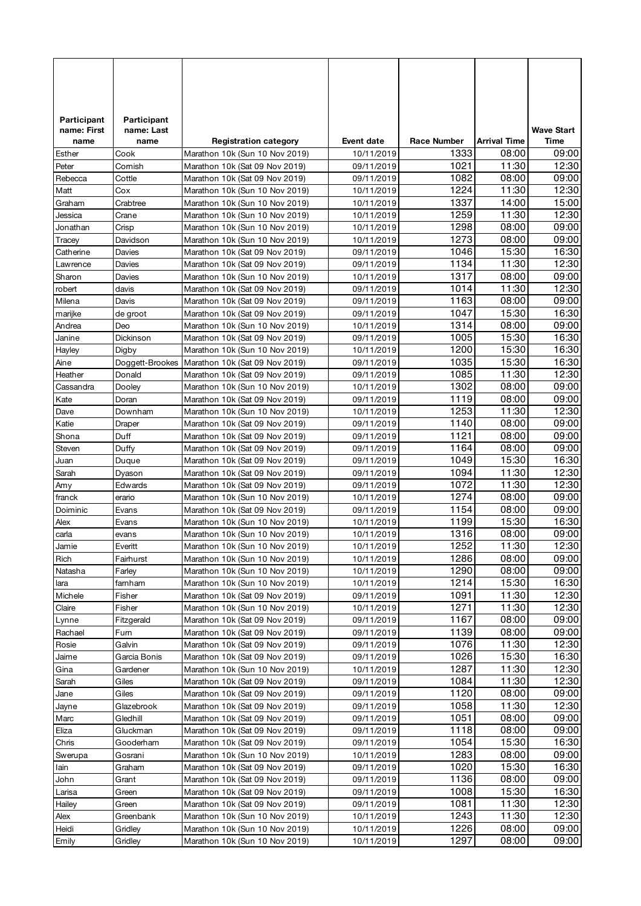| Participant name: First name | Participant name: Last name | Registration category | Event date | Race Number | Arrival Time | Wave Start Time |
|---|---|---|---|---|---|---|
| Esther | Cook | Marathon 10k (Sun 10 Nov 2019) | 10/11/2019 | 1333 | 08:00 | 09:00 |
| Peter | Cornish | Marathon 10k (Sat 09 Nov 2019) | 09/11/2019 | 1021 | 11:30 | 12:30 |
| Rebecca | Cottle | Marathon 10k (Sat 09 Nov 2019) | 09/11/2019 | 1082 | 08:00 | 09:00 |
| Matt | Cox | Marathon 10k (Sun 10 Nov 2019) | 10/11/2019 | 1224 | 11:30 | 12:30 |
| Graham | Crabtree | Marathon 10k (Sun 10 Nov 2019) | 10/11/2019 | 1337 | 14:00 | 15:00 |
| Jessica | Crane | Marathon 10k (Sun 10 Nov 2019) | 10/11/2019 | 1259 | 11:30 | 12:30 |
| Jonathan | Crisp | Marathon 10k (Sun 10 Nov 2019) | 10/11/2019 | 1298 | 08:00 | 09:00 |
| Tracey | Davidson | Marathon 10k (Sun 10 Nov 2019) | 10/11/2019 | 1273 | 08:00 | 09:00 |
| Catherine | Davies | Marathon 10k (Sat 09 Nov 2019) | 09/11/2019 | 1046 | 15:30 | 16:30 |
| Lawrence | Davies | Marathon 10k (Sat 09 Nov 2019) | 09/11/2019 | 1134 | 11:30 | 12:30 |
| Sharon | Davies | Marathon 10k (Sun 10 Nov 2019) | 10/11/2019 | 1317 | 08:00 | 09:00 |
| robert | davis | Marathon 10k (Sat 09 Nov 2019) | 09/11/2019 | 1014 | 11:30 | 12:30 |
| Milena | Davis | Marathon 10k (Sat 09 Nov 2019) | 09/11/2019 | 1163 | 08:00 | 09:00 |
| marijke | de groot | Marathon 10k (Sat 09 Nov 2019) | 09/11/2019 | 1047 | 15:30 | 16:30 |
| Andrea | Deo | Marathon 10k (Sun 10 Nov 2019) | 10/11/2019 | 1314 | 08:00 | 09:00 |
| Janine | Dickinson | Marathon 10k (Sat 09 Nov 2019) | 09/11/2019 | 1005 | 15:30 | 16:30 |
| Hayley | Digby | Marathon 10k (Sun 10 Nov 2019) | 10/11/2019 | 1200 | 15:30 | 16:30 |
| Aine | Doggett-Brookes | Marathon 10k (Sat 09 Nov 2019) | 09/11/2019 | 1035 | 15:30 | 16:30 |
| Heather | Donald | Marathon 10k (Sat 09 Nov 2019) | 09/11/2019 | 1085 | 11:30 | 12:30 |
| Cassandra | Dooley | Marathon 10k (Sun 10 Nov 2019) | 10/11/2019 | 1302 | 08:00 | 09:00 |
| Kate | Doran | Marathon 10k (Sat 09 Nov 2019) | 09/11/2019 | 1119 | 08:00 | 09:00 |
| Dave | Downham | Marathon 10k (Sun 10 Nov 2019) | 10/11/2019 | 1253 | 11:30 | 12:30 |
| Katie | Draper | Marathon 10k (Sat 09 Nov 2019) | 09/11/2019 | 1140 | 08:00 | 09:00 |
| Shona | Duff | Marathon 10k (Sat 09 Nov 2019) | 09/11/2019 | 1121 | 08:00 | 09:00 |
| Steven | Duffy | Marathon 10k (Sat 09 Nov 2019) | 09/11/2019 | 1164 | 08:00 | 09:00 |
| Juan | Duque | Marathon 10k (Sat 09 Nov 2019) | 09/11/2019 | 1049 | 15:30 | 16:30 |
| Sarah | Dyason | Marathon 10k (Sat 09 Nov 2019) | 09/11/2019 | 1094 | 11:30 | 12:30 |
| Amy | Edwards | Marathon 10k (Sat 09 Nov 2019) | 09/11/2019 | 1072 | 11:30 | 12:30 |
| franck | erario | Marathon 10k (Sun 10 Nov 2019) | 10/11/2019 | 1274 | 08:00 | 09:00 |
| Dominic | Evans | Marathon 10k (Sat 09 Nov 2019) | 09/11/2019 | 1154 | 08:00 | 09:00 |
| Alex | Evans | Marathon 10k (Sun 10 Nov 2019) | 10/11/2019 | 1199 | 15:30 | 16:30 |
| carla | evans | Marathon 10k (Sun 10 Nov 2019) | 10/11/2019 | 1316 | 08:00 | 09:00 |
| Jamie | Everitt | Marathon 10k (Sun 10 Nov 2019) | 10/11/2019 | 1252 | 11:30 | 12:30 |
| Rich | Fairhurst | Marathon 10k (Sun 10 Nov 2019) | 10/11/2019 | 1286 | 08:00 | 09:00 |
| Natasha | Farley | Marathon 10k (Sun 10 Nov 2019) | 10/11/2019 | 1290 | 08:00 | 09:00 |
| lara | farnham | Marathon 10k (Sun 10 Nov 2019) | 10/11/2019 | 1214 | 15:30 | 16:30 |
| Michele | Fisher | Marathon 10k (Sat 09 Nov 2019) | 09/11/2019 | 1091 | 11:30 | 12:30 |
| Claire | Fisher | Marathon 10k (Sun 10 Nov 2019) | 10/11/2019 | 1271 | 11:30 | 12:30 |
| Lynne | Fitzgerald | Marathon 10k (Sat 09 Nov 2019) | 09/11/2019 | 1167 | 08:00 | 09:00 |
| Rachael | Furn | Marathon 10k (Sat 09 Nov 2019) | 09/11/2019 | 1139 | 08:00 | 09:00 |
| Rosie | Galvin | Marathon 10k (Sat 09 Nov 2019) | 09/11/2019 | 1076 | 11:30 | 12:30 |
| Jaime | Garcia Bonis | Marathon 10k (Sat 09 Nov 2019) | 09/11/2019 | 1026 | 15:30 | 16:30 |
| Gina | Gardener | Marathon 10k (Sun 10 Nov 2019) | 10/11/2019 | 1287 | 11:30 | 12:30 |
| Sarah | Giles | Marathon 10k (Sat 09 Nov 2019) | 09/11/2019 | 1084 | 11:30 | 12:30 |
| Jane | Giles | Marathon 10k (Sat 09 Nov 2019) | 09/11/2019 | 1120 | 08:00 | 09:00 |
| Jayne | Glazebrook | Marathon 10k (Sat 09 Nov 2019) | 09/11/2019 | 1058 | 11:30 | 12:30 |
| Marc | Gledhill | Marathon 10k (Sat 09 Nov 2019) | 09/11/2019 | 1051 | 08:00 | 09:00 |
| Eliza | Gluckman | Marathon 10k (Sat 09 Nov 2019) | 09/11/2019 | 1118 | 08:00 | 09:00 |
| Chris | Gooderham | Marathon 10k (Sat 09 Nov 2019) | 09/11/2019 | 1054 | 15:30 | 16:30 |
| Swerupa | Gosrani | Marathon 10k (Sun 10 Nov 2019) | 10/11/2019 | 1283 | 08:00 | 09:00 |
| Iain | Graham | Marathon 10k (Sat 09 Nov 2019) | 09/11/2019 | 1020 | 15:30 | 16:30 |
| John | Grant | Marathon 10k (Sat 09 Nov 2019) | 09/11/2019 | 1136 | 08:00 | 09:00 |
| Larisa | Green | Marathon 10k (Sat 09 Nov 2019) | 09/11/2019 | 1008 | 15:30 | 16:30 |
| Hailey | Green | Marathon 10k (Sat 09 Nov 2019) | 09/11/2019 | 1081 | 11:30 | 12:30 |
| Alex | Greenbank | Marathon 10k (Sun 10 Nov 2019) | 10/11/2019 | 1243 | 11:30 | 12:30 |
| Heidi | Gridley | Marathon 10k (Sun 10 Nov 2019) | 10/11/2019 | 1226 | 08:00 | 09:00 |
| Emily | Gridley | Marathon 10k (Sun 10 Nov 2019) | 10/11/2019 | 1297 | 08:00 | 09:00 |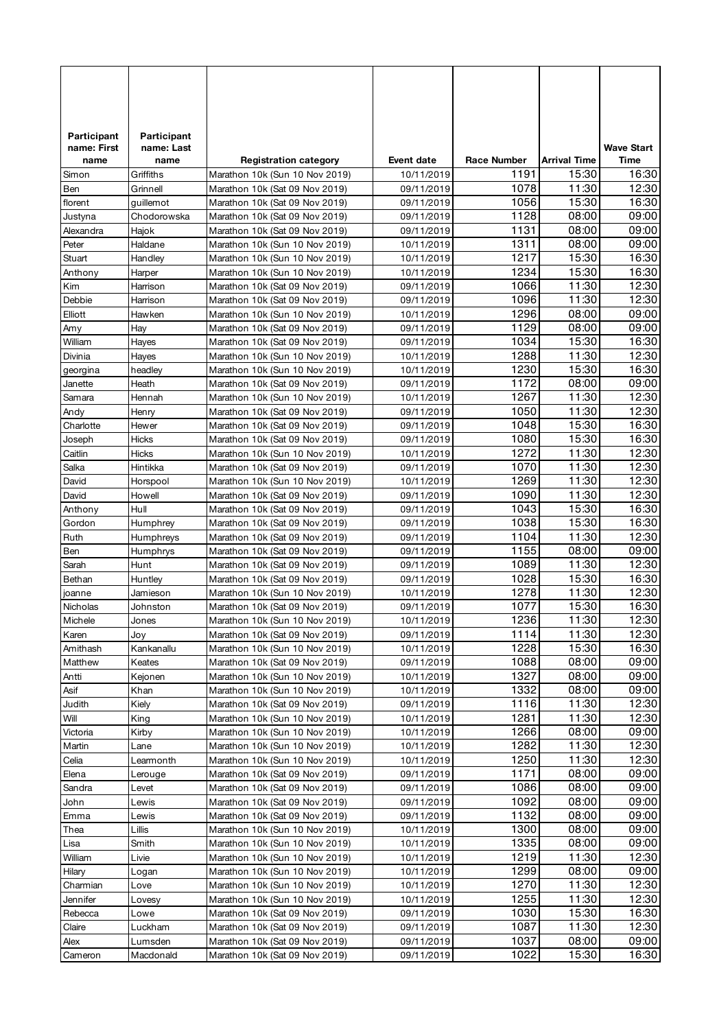| Participant name: First name | Participant name: Last name | Registration category | Event date | Race Number | Arrival Time | Wave Start Time |
|---|---|---|---|---|---|---|
| Simon | Griffiths | Marathon 10k (Sun 10 Nov 2019) | 10/11/2019 | 1191 | 15:30 | 16:30 |
| Ben | Grinnell | Marathon 10k (Sat 09 Nov 2019) | 09/11/2019 | 1078 | 11:30 | 12:30 |
| florent | guillemot | Marathon 10k (Sat 09 Nov 2019) | 09/11/2019 | 1056 | 15:30 | 16:30 |
| Justyna | Chodorowska | Marathon 10k (Sat 09 Nov 2019) | 09/11/2019 | 1128 | 08:00 | 09:00 |
| Alexandra | Hajok | Marathon 10k (Sat 09 Nov 2019) | 09/11/2019 | 1131 | 08:00 | 09:00 |
| Peter | Haldane | Marathon 10k (Sun 10 Nov 2019) | 10/11/2019 | 1311 | 08:00 | 09:00 |
| Stuart | Handley | Marathon 10k (Sun 10 Nov 2019) | 10/11/2019 | 1217 | 15:30 | 16:30 |
| Anthony | Harper | Marathon 10k (Sun 10 Nov 2019) | 10/11/2019 | 1234 | 15:30 | 16:30 |
| Kim | Harrison | Marathon 10k (Sat 09 Nov 2019) | 09/11/2019 | 1066 | 11:30 | 12:30 |
| Debbie | Harrison | Marathon 10k (Sat 09 Nov 2019) | 09/11/2019 | 1096 | 11:30 | 12:30 |
| Elliott | Hawken | Marathon 10k (Sun 10 Nov 2019) | 10/11/2019 | 1296 | 08:00 | 09:00 |
| Amy | Hay | Marathon 10k (Sat 09 Nov 2019) | 09/11/2019 | 1129 | 08:00 | 09:00 |
| William | Hayes | Marathon 10k (Sat 09 Nov 2019) | 09/11/2019 | 1034 | 15:30 | 16:30 |
| Divinia | Hayes | Marathon 10k (Sun 10 Nov 2019) | 10/11/2019 | 1288 | 11:30 | 12:30 |
| georgina | headley | Marathon 10k (Sun 10 Nov 2019) | 10/11/2019 | 1230 | 15:30 | 16:30 |
| Janette | Heath | Marathon 10k (Sat 09 Nov 2019) | 09/11/2019 | 1172 | 08:00 | 09:00 |
| Samara | Hennah | Marathon 10k (Sun 10 Nov 2019) | 10/11/2019 | 1267 | 11:30 | 12:30 |
| Andy | Henry | Marathon 10k (Sat 09 Nov 2019) | 09/11/2019 | 1050 | 11:30 | 12:30 |
| Charlotte | Hewer | Marathon 10k (Sat 09 Nov 2019) | 09/11/2019 | 1048 | 15:30 | 16:30 |
| Joseph | Hicks | Marathon 10k (Sat 09 Nov 2019) | 09/11/2019 | 1080 | 15:30 | 16:30 |
| Caitlin | Hicks | Marathon 10k (Sun 10 Nov 2019) | 10/11/2019 | 1272 | 11:30 | 12:30 |
| Salka | Hintikka | Marathon 10k (Sat 09 Nov 2019) | 09/11/2019 | 1070 | 11:30 | 12:30 |
| David | Horspool | Marathon 10k (Sun 10 Nov 2019) | 10/11/2019 | 1269 | 11:30 | 12:30 |
| David | Howell | Marathon 10k (Sat 09 Nov 2019) | 09/11/2019 | 1090 | 11:30 | 12:30 |
| Anthony | Hull | Marathon 10k (Sat 09 Nov 2019) | 09/11/2019 | 1043 | 15:30 | 16:30 |
| Gordon | Humphrey | Marathon 10k (Sat 09 Nov 2019) | 09/11/2019 | 1038 | 15:30 | 16:30 |
| Ruth | Humphreys | Marathon 10k (Sat 09 Nov 2019) | 09/11/2019 | 1104 | 11:30 | 12:30 |
| Ben | Humphrys | Marathon 10k (Sat 09 Nov 2019) | 09/11/2019 | 1155 | 08:00 | 09:00 |
| Sarah | Hunt | Marathon 10k (Sat 09 Nov 2019) | 09/11/2019 | 1089 | 11:30 | 12:30 |
| Bethan | Huntley | Marathon 10k (Sat 09 Nov 2019) | 09/11/2019 | 1028 | 15:30 | 16:30 |
| joanne | Jamieson | Marathon 10k (Sun 10 Nov 2019) | 10/11/2019 | 1278 | 11:30 | 12:30 |
| Nicholas | Johnston | Marathon 10k (Sat 09 Nov 2019) | 09/11/2019 | 1077 | 15:30 | 16:30 |
| Michele | Jones | Marathon 10k (Sun 10 Nov 2019) | 10/11/2019 | 1236 | 11:30 | 12:30 |
| Karen | Joy | Marathon 10k (Sat 09 Nov 2019) | 09/11/2019 | 1114 | 11:30 | 12:30 |
| Amithash | Kankanallu | Marathon 10k (Sun 10 Nov 2019) | 10/11/2019 | 1228 | 15:30 | 16:30 |
| Matthew | Keates | Marathon 10k (Sat 09 Nov 2019) | 09/11/2019 | 1088 | 08:00 | 09:00 |
| Antti | Kejonen | Marathon 10k (Sun 10 Nov 2019) | 10/11/2019 | 1327 | 08:00 | 09:00 |
| Asif | Khan | Marathon 10k (Sun 10 Nov 2019) | 10/11/2019 | 1332 | 08:00 | 09:00 |
| Judith | Kiely | Marathon 10k (Sat 09 Nov 2019) | 09/11/2019 | 1116 | 11:30 | 12:30 |
| Will | King | Marathon 10k (Sun 10 Nov 2019) | 10/11/2019 | 1281 | 11:30 | 12:30 |
| Victoria | Kirby | Marathon 10k (Sun 10 Nov 2019) | 10/11/2019 | 1266 | 08:00 | 09:00 |
| Martin | Lane | Marathon 10k (Sun 10 Nov 2019) | 10/11/2019 | 1282 | 11:30 | 12:30 |
| Celia | Learmonth | Marathon 10k (Sun 10 Nov 2019) | 10/11/2019 | 1250 | 11:30 | 12:30 |
| Elena | Lerouge | Marathon 10k (Sat 09 Nov 2019) | 09/11/2019 | 1171 | 08:00 | 09:00 |
| Sandra | Levet | Marathon 10k (Sat 09 Nov 2019) | 09/11/2019 | 1086 | 08:00 | 09:00 |
| John | Lewis | Marathon 10k (Sat 09 Nov 2019) | 09/11/2019 | 1092 | 08:00 | 09:00 |
| Emma | Lewis | Marathon 10k (Sat 09 Nov 2019) | 09/11/2019 | 1132 | 08:00 | 09:00 |
| Thea | Lillis | Marathon 10k (Sun 10 Nov 2019) | 10/11/2019 | 1300 | 08:00 | 09:00 |
| Lisa | Smith | Marathon 10k (Sun 10 Nov 2019) | 10/11/2019 | 1335 | 08:00 | 09:00 |
| William | Livie | Marathon 10k (Sun 10 Nov 2019) | 10/11/2019 | 1219 | 11:30 | 12:30 |
| Hilary | Logan | Marathon 10k (Sun 10 Nov 2019) | 10/11/2019 | 1299 | 08:00 | 09:00 |
| Charmian | Love | Marathon 10k (Sun 10 Nov 2019) | 10/11/2019 | 1270 | 11:30 | 12:30 |
| Jennifer | Lovesy | Marathon 10k (Sun 10 Nov 2019) | 10/11/2019 | 1255 | 11:30 | 12:30 |
| Rebecca | Lowe | Marathon 10k (Sat 09 Nov 2019) | 09/11/2019 | 1030 | 15:30 | 16:30 |
| Claire | Luckham | Marathon 10k (Sat 09 Nov 2019) | 09/11/2019 | 1087 | 11:30 | 12:30 |
| Alex | Lumsden | Marathon 10k (Sat 09 Nov 2019) | 09/11/2019 | 1037 | 08:00 | 09:00 |
| Cameron | Macdonald | Marathon 10k (Sat 09 Nov 2019) | 09/11/2019 | 1022 | 15:30 | 16:30 |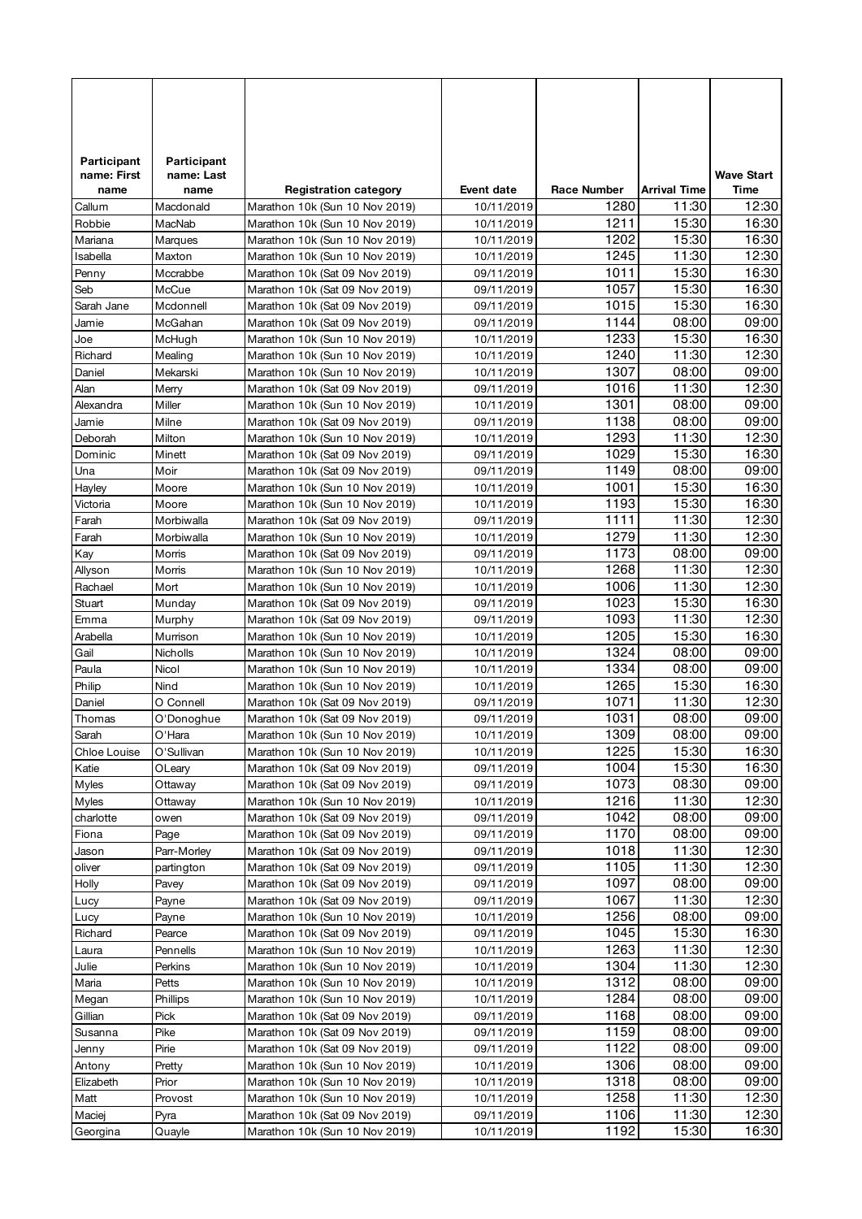| Participant name: First name | Participant name: Last name | Registration category | Event date | Race Number | Arrival Time | Wave Start Time |
|---|---|---|---|---|---|---|
| Callum | Macdonald | Marathon 10k (Sun 10 Nov 2019) | 10/11/2019 | 1280 | 11:30 | 12:30 |
| Robbie | MacNab | Marathon 10k (Sun 10 Nov 2019) | 10/11/2019 | 1211 | 15:30 | 16:30 |
| Mariana | Marques | Marathon 10k (Sun 10 Nov 2019) | 10/11/2019 | 1202 | 15:30 | 16:30 |
| Isabella | Maxton | Marathon 10k (Sun 10 Nov 2019) | 10/11/2019 | 1245 | 11:30 | 12:30 |
| Penny | Mccrabbe | Marathon 10k (Sat 09 Nov 2019) | 09/11/2019 | 1011 | 15:30 | 16:30 |
| Seb | McCue | Marathon 10k (Sat 09 Nov 2019) | 09/11/2019 | 1057 | 15:30 | 16:30 |
| Sarah Jane | Mcdonnell | Marathon 10k (Sat 09 Nov 2019) | 09/11/2019 | 1015 | 15:30 | 16:30 |
| Jamie | McGahan | Marathon 10k (Sat 09 Nov 2019) | 09/11/2019 | 1144 | 08:00 | 09:00 |
| Joe | McHugh | Marathon 10k (Sun 10 Nov 2019) | 10/11/2019 | 1233 | 15:30 | 16:30 |
| Richard | Mealing | Marathon 10k (Sun 10 Nov 2019) | 10/11/2019 | 1240 | 11:30 | 12:30 |
| Daniel | Mekarski | Marathon 10k (Sun 10 Nov 2019) | 10/11/2019 | 1307 | 08:00 | 09:00 |
| Alan | Merry | Marathon 10k (Sat 09 Nov 2019) | 09/11/2019 | 1016 | 11:30 | 12:30 |
| Alexandra | Miller | Marathon 10k (Sun 10 Nov 2019) | 10/11/2019 | 1301 | 08:00 | 09:00 |
| Jamie | Milne | Marathon 10k (Sat 09 Nov 2019) | 09/11/2019 | 1138 | 08:00 | 09:00 |
| Deborah | Milton | Marathon 10k (Sun 10 Nov 2019) | 10/11/2019 | 1293 | 11:30 | 12:30 |
| Dominic | Minett | Marathon 10k (Sat 09 Nov 2019) | 09/11/2019 | 1029 | 15:30 | 16:30 |
| Una | Moir | Marathon 10k (Sat 09 Nov 2019) | 09/11/2019 | 1149 | 08:00 | 09:00 |
| Hayley | Moore | Marathon 10k (Sun 10 Nov 2019) | 10/11/2019 | 1001 | 15:30 | 16:30 |
| Victoria | Moore | Marathon 10k (Sun 10 Nov 2019) | 10/11/2019 | 1193 | 15:30 | 16:30 |
| Farah | Morbiwalla | Marathon 10k (Sat 09 Nov 2019) | 09/11/2019 | 1111 | 11:30 | 12:30 |
| Farah | Morbiwalla | Marathon 10k (Sun 10 Nov 2019) | 10/11/2019 | 1279 | 11:30 | 12:30 |
| Kay | Morris | Marathon 10k (Sat 09 Nov 2019) | 09/11/2019 | 1173 | 08:00 | 09:00 |
| Allyson | Morris | Marathon 10k (Sun 10 Nov 2019) | 10/11/2019 | 1268 | 11:30 | 12:30 |
| Rachael | Mort | Marathon 10k (Sun 10 Nov 2019) | 10/11/2019 | 1006 | 11:30 | 12:30 |
| Stuart | Munday | Marathon 10k (Sat 09 Nov 2019) | 09/11/2019 | 1023 | 15:30 | 16:30 |
| Emma | Murphy | Marathon 10k (Sat 09 Nov 2019) | 09/11/2019 | 1093 | 11:30 | 12:30 |
| Arabella | Murrison | Marathon 10k (Sun 10 Nov 2019) | 10/11/2019 | 1205 | 15:30 | 16:30 |
| Gail | Nicholls | Marathon 10k (Sun 10 Nov 2019) | 10/11/2019 | 1324 | 08:00 | 09:00 |
| Paula | Nicol | Marathon 10k (Sun 10 Nov 2019) | 10/11/2019 | 1334 | 08:00 | 09:00 |
| Philip | Nind | Marathon 10k (Sun 10 Nov 2019) | 10/11/2019 | 1265 | 15:30 | 16:30 |
| Daniel | O Connell | Marathon 10k (Sat 09 Nov 2019) | 09/11/2019 | 1071 | 11:30 | 12:30 |
| Thomas | O'Donoghue | Marathon 10k (Sat 09 Nov 2019) | 09/11/2019 | 1031 | 08:00 | 09:00 |
| Sarah | O'Hara | Marathon 10k (Sun 10 Nov 2019) | 10/11/2019 | 1309 | 08:00 | 09:00 |
| Chloe Louise | O'Sullivan | Marathon 10k (Sun 10 Nov 2019) | 10/11/2019 | 1225 | 15:30 | 16:30 |
| Katie | OLeary | Marathon 10k (Sat 09 Nov 2019) | 09/11/2019 | 1004 | 15:30 | 16:30 |
| Myles | Ottaway | Marathon 10k (Sat 09 Nov 2019) | 09/11/2019 | 1073 | 08:30 | 09:00 |
| Myles | Ottaway | Marathon 10k (Sun 10 Nov 2019) | 10/11/2019 | 1216 | 11:30 | 12:30 |
| charlotte | owen | Marathon 10k (Sat 09 Nov 2019) | 09/11/2019 | 1042 | 08:00 | 09:00 |
| Fiona | Page | Marathon 10k (Sat 09 Nov 2019) | 09/11/2019 | 1170 | 08:00 | 09:00 |
| Jason | Parr-Morley | Marathon 10k (Sat 09 Nov 2019) | 09/11/2019 | 1018 | 11:30 | 12:30 |
| oliver | partington | Marathon 10k (Sat 09 Nov 2019) | 09/11/2019 | 1105 | 11:30 | 12:30 |
| Holly | Pavey | Marathon 10k (Sat 09 Nov 2019) | 09/11/2019 | 1097 | 08:00 | 09:00 |
| Lucy | Payne | Marathon 10k (Sat 09 Nov 2019) | 09/11/2019 | 1067 | 11:30 | 12:30 |
| Lucy | Payne | Marathon 10k (Sun 10 Nov 2019) | 10/11/2019 | 1256 | 08:00 | 09:00 |
| Richard | Pearce | Marathon 10k (Sat 09 Nov 2019) | 09/11/2019 | 1045 | 15:30 | 16:30 |
| Laura | Pennells | Marathon 10k (Sun 10 Nov 2019) | 10/11/2019 | 1263 | 11:30 | 12:30 |
| Julie | Perkins | Marathon 10k (Sun 10 Nov 2019) | 10/11/2019 | 1304 | 11:30 | 12:30 |
| Maria | Petts | Marathon 10k (Sun 10 Nov 2019) | 10/11/2019 | 1312 | 08:00 | 09:00 |
| Megan | Phillips | Marathon 10k (Sun 10 Nov 2019) | 10/11/2019 | 1284 | 08:00 | 09:00 |
| Gillian | Pick | Marathon 10k (Sat 09 Nov 2019) | 09/11/2019 | 1168 | 08:00 | 09:00 |
| Susanna | Pike | Marathon 10k (Sat 09 Nov 2019) | 09/11/2019 | 1159 | 08:00 | 09:00 |
| Jenny | Pirie | Marathon 10k (Sat 09 Nov 2019) | 09/11/2019 | 1122 | 08:00 | 09:00 |
| Antony | Pretty | Marathon 10k (Sun 10 Nov 2019) | 10/11/2019 | 1306 | 08:00 | 09:00 |
| Elizabeth | Prior | Marathon 10k (Sun 10 Nov 2019) | 10/11/2019 | 1318 | 08:00 | 09:00 |
| Matt | Provost | Marathon 10k (Sun 10 Nov 2019) | 10/11/2019 | 1258 | 11:30 | 12:30 |
| Maciej | Pyra | Marathon 10k (Sat 09 Nov 2019) | 09/11/2019 | 1106 | 11:30 | 12:30 |
| Georgina | Quayle | Marathon 10k (Sun 10 Nov 2019) | 10/11/2019 | 1192 | 15:30 | 16:30 |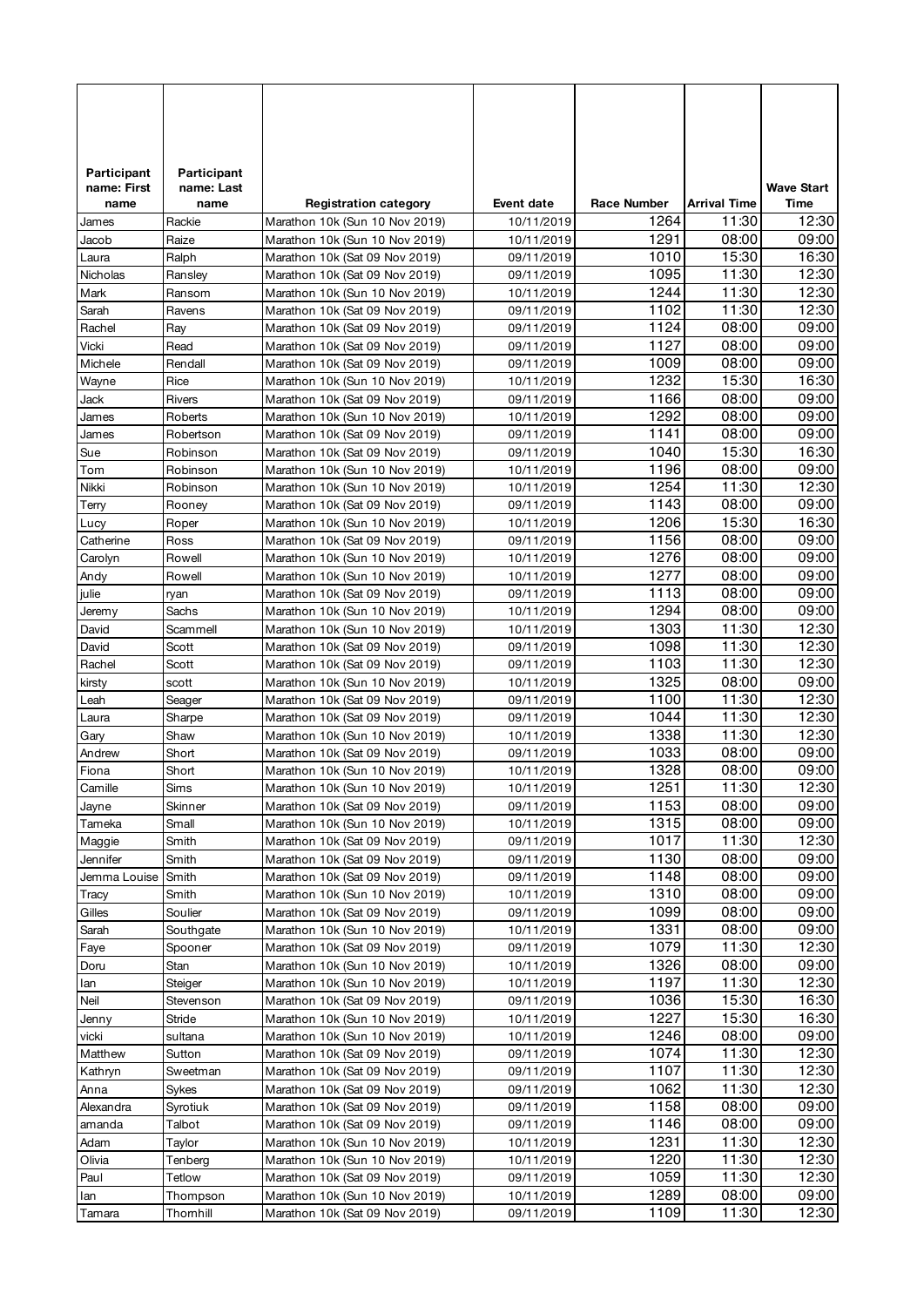| Participant name: First name | Participant name: Last name | Registration category | Event date | Race Number | Arrival Time | Wave Start Time |
|---|---|---|---|---|---|---|
| James | Rackie | Marathon 10k (Sun 10 Nov 2019) | 10/11/2019 | 1264 | 11:30 | 12:30 |
| Jacob | Raize | Marathon 10k (Sun 10 Nov 2019) | 10/11/2019 | 1291 | 08:00 | 09:00 |
| Laura | Ralph | Marathon 10k (Sat 09 Nov 2019) | 09/11/2019 | 1010 | 15:30 | 16:30 |
| Nicholas | Ransley | Marathon 10k (Sat 09 Nov 2019) | 09/11/2019 | 1095 | 11:30 | 12:30 |
| Mark | Ransom | Marathon 10k (Sun 10 Nov 2019) | 10/11/2019 | 1244 | 11:30 | 12:30 |
| Sarah | Ravens | Marathon 10k (Sat 09 Nov 2019) | 09/11/2019 | 1102 | 11:30 | 12:30 |
| Rachel | Ray | Marathon 10k (Sat 09 Nov 2019) | 09/11/2019 | 1124 | 08:00 | 09:00 |
| Vicki | Read | Marathon 10k (Sat 09 Nov 2019) | 09/11/2019 | 1127 | 08:00 | 09:00 |
| Michele | Rendall | Marathon 10k (Sat 09 Nov 2019) | 09/11/2019 | 1009 | 08:00 | 09:00 |
| Wayne | Rice | Marathon 10k (Sun 10 Nov 2019) | 10/11/2019 | 1232 | 15:30 | 16:30 |
| Jack | Rivers | Marathon 10k (Sat 09 Nov 2019) | 09/11/2019 | 1166 | 08:00 | 09:00 |
| James | Roberts | Marathon 10k (Sun 10 Nov 2019) | 10/11/2019 | 1292 | 08:00 | 09:00 |
| James | Robertson | Marathon 10k (Sat 09 Nov 2019) | 09/11/2019 | 1141 | 08:00 | 09:00 |
| Sue | Robinson | Marathon 10k (Sat 09 Nov 2019) | 09/11/2019 | 1040 | 15:30 | 16:30 |
| Tom | Robinson | Marathon 10k (Sun 10 Nov 2019) | 10/11/2019 | 1196 | 08:00 | 09:00 |
| Nikki | Robinson | Marathon 10k (Sun 10 Nov 2019) | 10/11/2019 | 1254 | 11:30 | 12:30 |
| Terry | Rooney | Marathon 10k (Sat 09 Nov 2019) | 09/11/2019 | 1143 | 08:00 | 09:00 |
| Lucy | Roper | Marathon 10k (Sun 10 Nov 2019) | 10/11/2019 | 1206 | 15:30 | 16:30 |
| Catherine | Ross | Marathon 10k (Sat 09 Nov 2019) | 09/11/2019 | 1156 | 08:00 | 09:00 |
| Carolyn | Rowell | Marathon 10k (Sun 10 Nov 2019) | 10/11/2019 | 1276 | 08:00 | 09:00 |
| Andy | Rowell | Marathon 10k (Sun 10 Nov 2019) | 10/11/2019 | 1277 | 08:00 | 09:00 |
| julie | ryan | Marathon 10k (Sat 09 Nov 2019) | 09/11/2019 | 1113 | 08:00 | 09:00 |
| Jeremy | Sachs | Marathon 10k (Sun 10 Nov 2019) | 10/11/2019 | 1294 | 08:00 | 09:00 |
| David | Scammell | Marathon 10k (Sun 10 Nov 2019) | 10/11/2019 | 1303 | 11:30 | 12:30 |
| David | Scott | Marathon 10k (Sat 09 Nov 2019) | 09/11/2019 | 1098 | 11:30 | 12:30 |
| Rachel | Scott | Marathon 10k (Sat 09 Nov 2019) | 09/11/2019 | 1103 | 11:30 | 12:30 |
| kirsty | scott | Marathon 10k (Sun 10 Nov 2019) | 10/11/2019 | 1325 | 08:00 | 09:00 |
| Leah | Seager | Marathon 10k (Sat 09 Nov 2019) | 09/11/2019 | 1100 | 11:30 | 12:30 |
| Laura | Sharpe | Marathon 10k (Sat 09 Nov 2019) | 09/11/2019 | 1044 | 11:30 | 12:30 |
| Gary | Shaw | Marathon 10k (Sun 10 Nov 2019) | 10/11/2019 | 1338 | 11:30 | 12:30 |
| Andrew | Short | Marathon 10k (Sat 09 Nov 2019) | 09/11/2019 | 1033 | 08:00 | 09:00 |
| Fiona | Short | Marathon 10k (Sun 10 Nov 2019) | 10/11/2019 | 1328 | 08:00 | 09:00 |
| Camille | Sims | Marathon 10k (Sun 10 Nov 2019) | 10/11/2019 | 1251 | 11:30 | 12:30 |
| Jayne | Skinner | Marathon 10k (Sat 09 Nov 2019) | 09/11/2019 | 1153 | 08:00 | 09:00 |
| Tameka | Small | Marathon 10k (Sun 10 Nov 2019) | 10/11/2019 | 1315 | 08:00 | 09:00 |
| Maggie | Smith | Marathon 10k (Sat 09 Nov 2019) | 09/11/2019 | 1017 | 11:30 | 12:30 |
| Jennifer | Smith | Marathon 10k (Sat 09 Nov 2019) | 09/11/2019 | 1130 | 08:00 | 09:00 |
| Jemma Louise | Smith | Marathon 10k (Sat 09 Nov 2019) | 09/11/2019 | 1148 | 08:00 | 09:00 |
| Tracy | Smith | Marathon 10k (Sun 10 Nov 2019) | 10/11/2019 | 1310 | 08:00 | 09:00 |
| Gilles | Soulier | Marathon 10k (Sat 09 Nov 2019) | 09/11/2019 | 1099 | 08:00 | 09:00 |
| Sarah | Southgate | Marathon 10k (Sun 10 Nov 2019) | 10/11/2019 | 1331 | 08:00 | 09:00 |
| Faye | Spooner | Marathon 10k (Sat 09 Nov 2019) | 09/11/2019 | 1079 | 11:30 | 12:30 |
| Doru | Stan | Marathon 10k (Sun 10 Nov 2019) | 10/11/2019 | 1326 | 08:00 | 09:00 |
| Ian | Steiger | Marathon 10k (Sun 10 Nov 2019) | 10/11/2019 | 1197 | 11:30 | 12:30 |
| Neil | Stevenson | Marathon 10k (Sat 09 Nov 2019) | 09/11/2019 | 1036 | 15:30 | 16:30 |
| Jenny | Stride | Marathon 10k (Sun 10 Nov 2019) | 10/11/2019 | 1227 | 15:30 | 16:30 |
| vicki | sultana | Marathon 10k (Sun 10 Nov 2019) | 10/11/2019 | 1246 | 08:00 | 09:00 |
| Matthew | Sutton | Marathon 10k (Sat 09 Nov 2019) | 09/11/2019 | 1074 | 11:30 | 12:30 |
| Kathryn | Sweetman | Marathon 10k (Sat 09 Nov 2019) | 09/11/2019 | 1107 | 11:30 | 12:30 |
| Anna | Sykes | Marathon 10k (Sat 09 Nov 2019) | 09/11/2019 | 1062 | 11:30 | 12:30 |
| Alexandra | Syrotiuk | Marathon 10k (Sat 09 Nov 2019) | 09/11/2019 | 1158 | 08:00 | 09:00 |
| amanda | Talbot | Marathon 10k (Sat 09 Nov 2019) | 09/11/2019 | 1146 | 08:00 | 09:00 |
| Adam | Taylor | Marathon 10k (Sun 10 Nov 2019) | 10/11/2019 | 1231 | 11:30 | 12:30 |
| Olivia | Tenberg | Marathon 10k (Sun 10 Nov 2019) | 10/11/2019 | 1220 | 11:30 | 12:30 |
| Paul | Tetlow | Marathon 10k (Sat 09 Nov 2019) | 09/11/2019 | 1059 | 11:30 | 12:30 |
| Ian | Thompson | Marathon 10k (Sun 10 Nov 2019) | 10/11/2019 | 1289 | 08:00 | 09:00 |
| Tamara | Thornhill | Marathon 10k (Sat 09 Nov 2019) | 09/11/2019 | 1109 | 11:30 | 12:30 |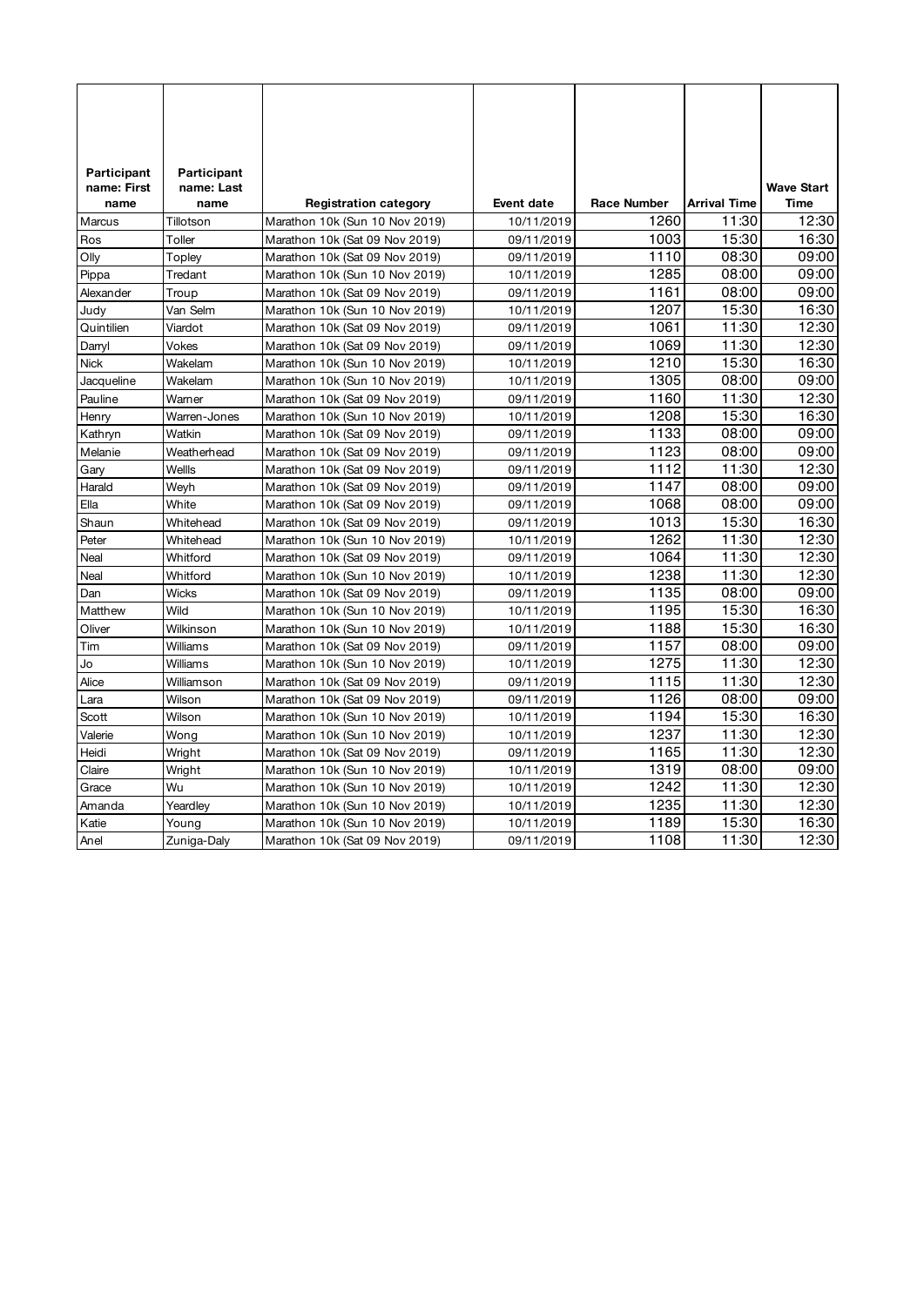| Participant name: First name | Participant name: Last name | Registration category | Event date | Race Number | Arrival Time | Wave Start Time |
|---|---|---|---|---|---|---|
| Marcus | Tillotson | Marathon 10k (Sun 10 Nov 2019) | 10/11/2019 | 1260 | 11:30 | 12:30 |
| Ros | Toller | Marathon 10k (Sat 09 Nov 2019) | 09/11/2019 | 1003 | 15:30 | 16:30 |
| Olly | Topley | Marathon 10k (Sat 09 Nov 2019) | 09/11/2019 | 1110 | 08:30 | 09:00 |
| Pippa | Tredant | Marathon 10k (Sun 10 Nov 2019) | 10/11/2019 | 1285 | 08:00 | 09:00 |
| Alexander | Troup | Marathon 10k (Sat 09 Nov 2019) | 09/11/2019 | 1161 | 08:00 | 09:00 |
| Judy | Van Selm | Marathon 10k (Sun 10 Nov 2019) | 10/11/2019 | 1207 | 15:30 | 16:30 |
| Quintilien | Viardot | Marathon 10k (Sat 09 Nov 2019) | 09/11/2019 | 1061 | 11:30 | 12:30 |
| Darryl | Vokes | Marathon 10k (Sat 09 Nov 2019) | 09/11/2019 | 1069 | 11:30 | 12:30 |
| Nick | Wakelam | Marathon 10k (Sun 10 Nov 2019) | 10/11/2019 | 1210 | 15:30 | 16:30 |
| Jacqueline | Wakelam | Marathon 10k (Sun 10 Nov 2019) | 10/11/2019 | 1305 | 08:00 | 09:00 |
| Pauline | Warner | Marathon 10k (Sat 09 Nov 2019) | 09/11/2019 | 1160 | 11:30 | 12:30 |
| Henry | Warren-Jones | Marathon 10k (Sun 10 Nov 2019) | 10/11/2019 | 1208 | 15:30 | 16:30 |
| Kathryn | Watkin | Marathon 10k (Sat 09 Nov 2019) | 09/11/2019 | 1133 | 08:00 | 09:00 |
| Melanie | Weatherhead | Marathon 10k (Sat 09 Nov 2019) | 09/11/2019 | 1123 | 08:00 | 09:00 |
| Gary | Wellls | Marathon 10k (Sat 09 Nov 2019) | 09/11/2019 | 1112 | 11:30 | 12:30 |
| Harald | Weyh | Marathon 10k (Sat 09 Nov 2019) | 09/11/2019 | 1147 | 08:00 | 09:00 |
| Ella | White | Marathon 10k (Sat 09 Nov 2019) | 09/11/2019 | 1068 | 08:00 | 09:00 |
| Shaun | Whitehead | Marathon 10k (Sat 09 Nov 2019) | 09/11/2019 | 1013 | 15:30 | 16:30 |
| Peter | Whitehead | Marathon 10k (Sun 10 Nov 2019) | 10/11/2019 | 1262 | 11:30 | 12:30 |
| Neal | Whitford | Marathon 10k (Sat 09 Nov 2019) | 09/11/2019 | 1064 | 11:30 | 12:30 |
| Neal | Whitford | Marathon 10k (Sun 10 Nov 2019) | 10/11/2019 | 1238 | 11:30 | 12:30 |
| Dan | Wicks | Marathon 10k (Sat 09 Nov 2019) | 09/11/2019 | 1135 | 08:00 | 09:00 |
| Matthew | Wild | Marathon 10k (Sun 10 Nov 2019) | 10/11/2019 | 1195 | 15:30 | 16:30 |
| Oliver | Wilkinson | Marathon 10k (Sun 10 Nov 2019) | 10/11/2019 | 1188 | 15:30 | 16:30 |
| Tim | Williams | Marathon 10k (Sat 09 Nov 2019) | 09/11/2019 | 1157 | 08:00 | 09:00 |
| Jo | Williams | Marathon 10k (Sun 10 Nov 2019) | 10/11/2019 | 1275 | 11:30 | 12:30 |
| Alice | Williamson | Marathon 10k (Sat 09 Nov 2019) | 09/11/2019 | 1115 | 11:30 | 12:30 |
| Lara | Wilson | Marathon 10k (Sat 09 Nov 2019) | 09/11/2019 | 1126 | 08:00 | 09:00 |
| Scott | Wilson | Marathon 10k (Sun 10 Nov 2019) | 10/11/2019 | 1194 | 15:30 | 16:30 |
| Valerie | Wong | Marathon 10k (Sun 10 Nov 2019) | 10/11/2019 | 1237 | 11:30 | 12:30 |
| Heidi | Wright | Marathon 10k (Sat 09 Nov 2019) | 09/11/2019 | 1165 | 11:30 | 12:30 |
| Claire | Wright | Marathon 10k (Sun 10 Nov 2019) | 10/11/2019 | 1319 | 08:00 | 09:00 |
| Grace | Wu | Marathon 10k (Sun 10 Nov 2019) | 10/11/2019 | 1242 | 11:30 | 12:30 |
| Amanda | Yeardley | Marathon 10k (Sun 10 Nov 2019) | 10/11/2019 | 1235 | 11:30 | 12:30 |
| Katie | Young | Marathon 10k (Sun 10 Nov 2019) | 10/11/2019 | 1189 | 15:30 | 16:30 |
| Anel | Zuniga-Daly | Marathon 10k (Sat 09 Nov 2019) | 09/11/2019 | 1108 | 11:30 | 12:30 |